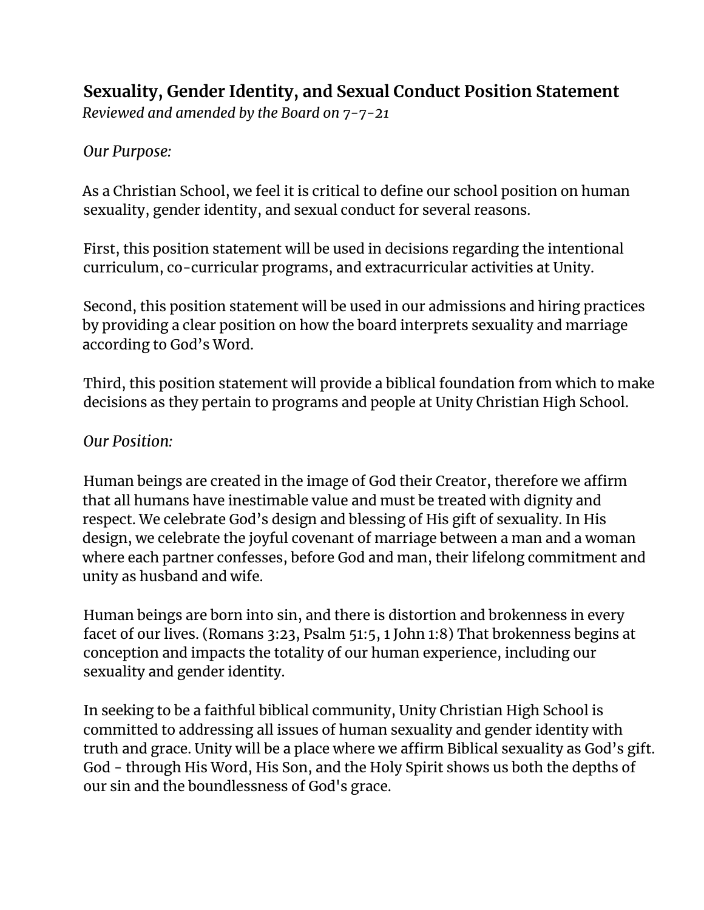## Sexuality, Gender Identity, and Sexual Conduct Position Statement

*Reviewed and amended by the Board on 7-7-21*

*Our Purpose:*

As a Christian School, we feel it is critical to define our school position on human sexuality, gender identity, and sexual conduct for several reasons.

First, this position statement will be used in decisions regarding the intentional curriculum, co-curricular programs, and extracurricular activities at Unity.

Second, this position statement will be used in our admissions and hiring practices by providing a clear position on how the board interprets sexuality and marriage according to God's Word.

Third, this position statement will provide a biblical foundation from which to make decisions as they pertain to programs and people at Unity Christian High School.

*Our Position:*

Human beings are created in the image of God their Creator, therefore we affirm that all humans have inestimable value and must be treated with dignity and respect. We celebrate God's design and blessing of His gift of sexuality. In His design, we celebrate the joyful covenant of marriage between a man and a woman where each partner confesses, before God and man, their lifelong commitment and unity as husband and wife.

Human beings are born into sin, and there is distortion and brokenness in every facet of our lives. (Romans 3:23, Psalm 51:5, 1 John 1:8) That brokenness begins at conception and impacts the totality of our human experience, including our sexuality and gender identity.

In seeking to be a faithful biblical community, Unity Christian High School is committed to addressing all issues of human sexuality and gender identity with truth and grace. Unity will be a place where we affirm Biblical sexuality as God's gift. God - through His Word, His Son, and the Holy Spirit shows us both the depths of our sin and the boundlessness of God's grace.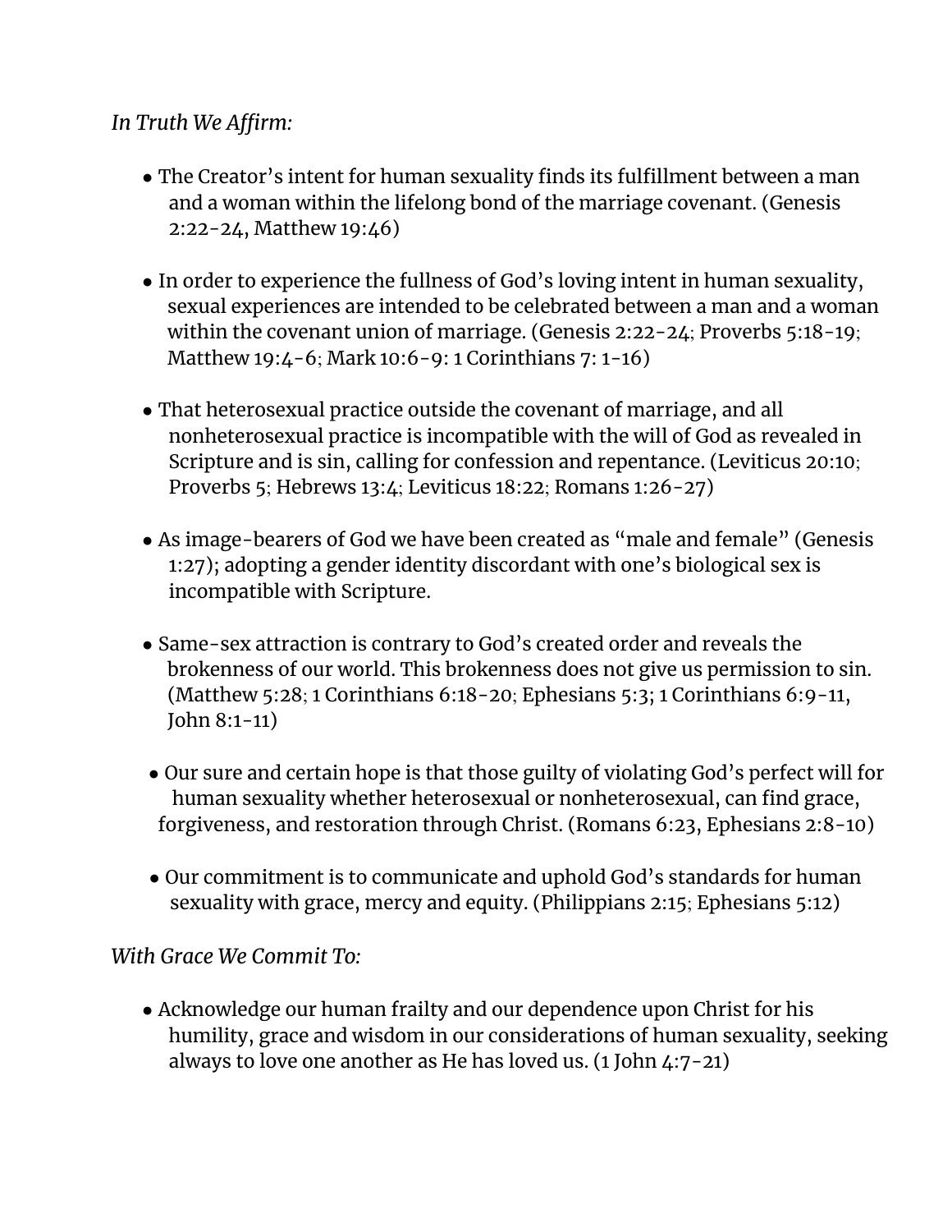*In Truth We Affirm:*

- The Creator's intent for human sexuality finds its fulfillment between a man and a woman within the lifelong bond of the marriage covenant. (Genesis 2:22-24, Matthew 19:46)

- In order to experience the fullness of God's loving intent in human sexuality, sexual experiences are intended to be celebrated between a man and a woman within the covenant union of marriage. (Genesis 2:22-24; Proverbs 5:18-19; Matthew 19:4-6; Mark 10:6-9: 1 Corinthians 7: 1-16)

- That heterosexual practice outside the covenant of marriage, and all nonheterosexual practice is incompatible with the will of God as revealed in Scripture and is sin, calling for confession and repentance. (Leviticus 20:10; Proverbs 5; Hebrews 13:4; Leviticus 18:22; Romans 1:26-27)

- As image-bearers of God we have been created as "male and female" (Genesis 1:27); adopting a gender identity discordant with one's biological sex is incompatible with Scripture.

- Same-sex attraction is contrary to God's created order and reveals the brokenness of our world. This brokenness does not give us permission to sin. (Matthew 5:28; 1 Corinthians 6:18-20; Ephesians 5:3; 1 Corinthians 6:9-11, John 8:1-11)

- Our sure and certain hope is that those guilty of violating God's perfect will for human sexuality whether heterosexual or nonheterosexual, can find grace, forgiveness, and restoration through Christ. (Romans 6:23, Ephesians 2:8-10)

- Our commitment is to communicate and uphold God's standards for human sexuality with grace, mercy and equity. (Philippians 2:15; Ephesians 5:12)

*With Grace We Commit To:*

- Acknowledge our human frailty and our dependence upon Christ for his humility, grace and wisdom in our considerations of human sexuality, seeking always to love one another as He has loved us. (1 John 4:7-21)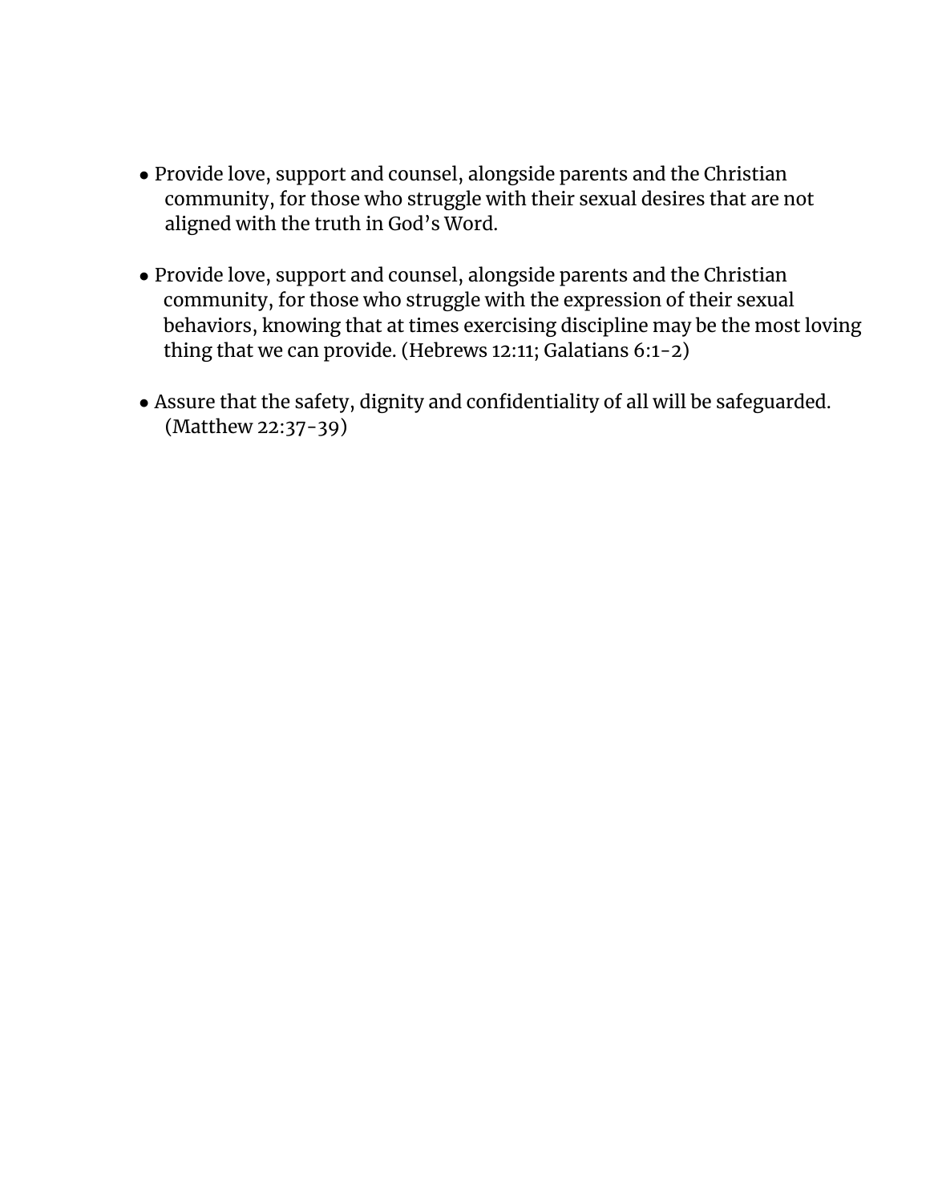- Provide love, support and counsel, alongside parents and the Christian community, for those who struggle with their sexual desires that are not aligned with the truth in God's Word.

- Provide love, support and counsel, alongside parents and the Christian community, for those who struggle with the expression of their sexual behaviors, knowing that at times exercising discipline may be the most loving thing that we can provide. (Hebrews 12:11; Galatians 6:1-2)

- Assure that the safety, dignity and confidentiality of all will be safeguarded. (Matthew 22:37-39)